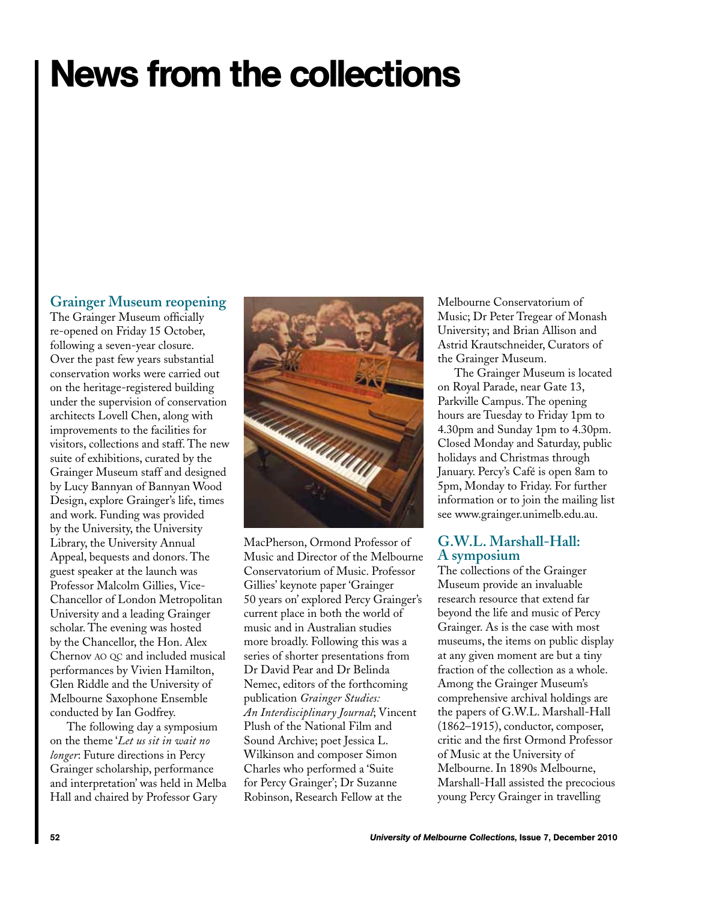# News from the collections

## Grainger Museum reopening

The Grainger Museum officially re-opened on Friday 15 October, following a seven-year closure. Over the past few years substantial conservation works were carried out on the heritage-registered building under the supervision of conservation architects Lovell Chen, along with improvements to the facilities for visitors, collections and staff. The new suite of exhibitions, curated by the Grainger Museum staff and designed by Lucy Bannyan of Bannyan Wood Design, explore Grainger's life, times and work. Funding was provided by the University, the University Library, the University Annual Appeal, bequests and donors. The guest speaker at the launch was Professor Malcolm Gillies, Vice-Chancellor of London Metropolitan University and a leading Grainger scholar. The evening was hosted by the Chancellor, the Hon. Alex Chernov AO QC and included musical performances by Vivien Hamilton, Glen Riddle and the University of Melbourne Saxophone Ensemble conducted by Ian Godfrey.

The following day a symposium on the theme '*Let us sit in wait no longer*: Future directions in Percy Grainger scholarship, performance and interpretation' was held in Melba Hall and chaired by Professor Gary MacPherson, Ormond Professor of Music and Director of the Melbourne Conservatorium of Music. Professor Gillies' keynote paper 'Grainger 50 years on' explored Percy Grainger's current place in both the world of music and in Australian studies more broadly. Following this was a series of shorter presentations from Dr David Pear and Dr Belinda Nemec, editors of the forthcoming publication *Grainger Studies: An Interdisciplinary Journal*; Vincent Plush of the National Film and Sound Archive; poet Jessica L. Wilkinson and composer Simon Charles who performed a 'Suite for Percy Grainger'; Dr Suzanne Robinson, Research Fellow at the Melbourne Conservatorium of Music; Dr Peter Tregear of Monash University; and Brian Allison and Astrid Krautschneider, Curators of the Grainger Museum.

The Grainger Museum is located on Royal Parade, near Gate 13, Parkville Campus. The opening hours are Tuesday to Friday 1pm to 4.30pm and Sunday 1pm to 4.30pm. Closed Monday and Saturday, public holidays and Christmas through January. Percy's Café is open 8am to 5pm, Monday to Friday. For further information or to join the mailing list see www.grainger.unimelb.edu.au.

## G.W.L. Marshall-Hall: A symposium

The collections of the Grainger Museum provide an invaluable research resource that extend far beyond the life and music of Percy Grainger. As is the case with most museums, the items on public display at any given moment are but a tiny fraction of the collection as a whole. Among the Grainger Museum's comprehensive archival holdings are the papers of G.W.L. Marshall-Hall (1862–1915), conductor, composer, critic and the first Ormond Professor of Music at the University of Melbourne. In 1890s Melbourne, Marshall-Hall assisted the precocious young Percy Grainger in travelling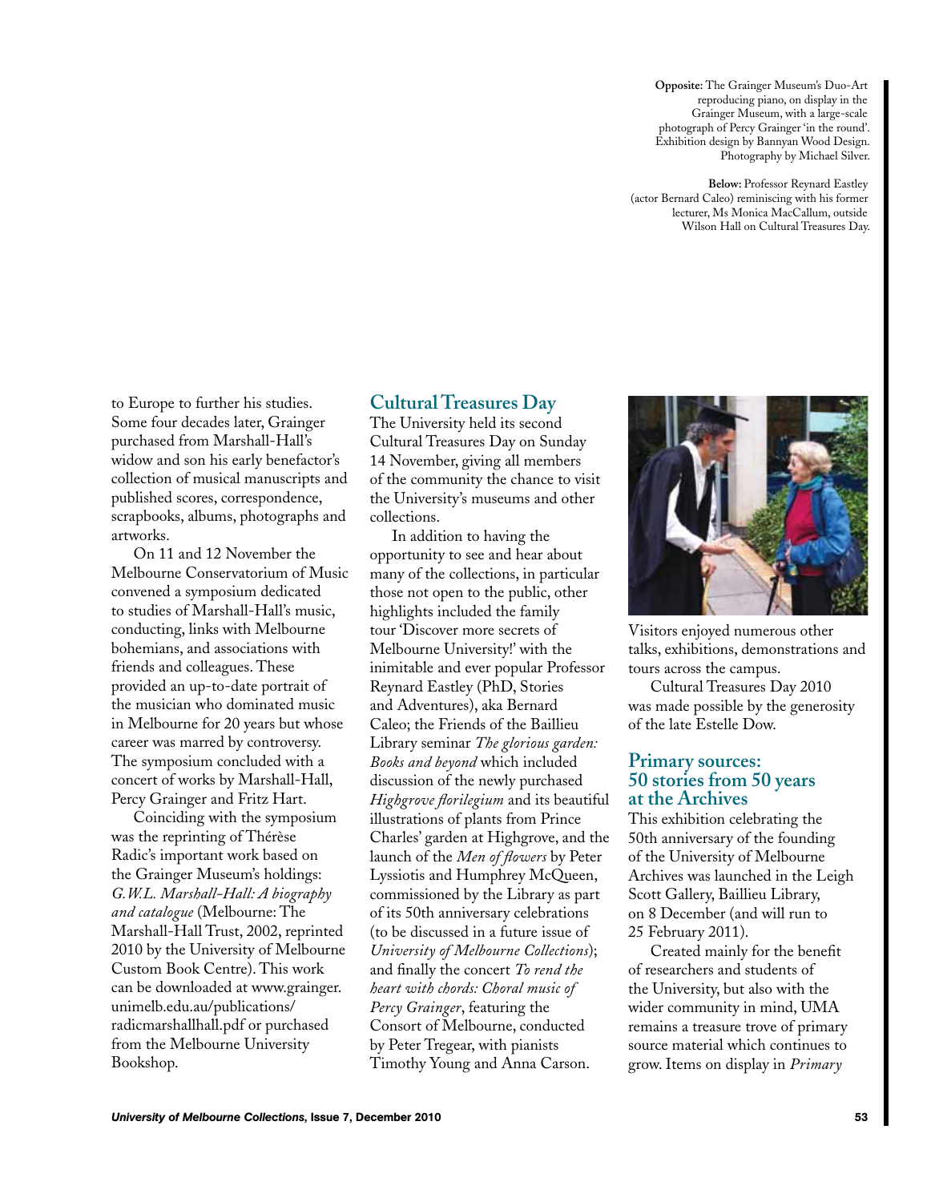**Opposite:** The Grainger Museum's Duo-Art reproducing piano, on display in the Grainger Museum, with a large-scale photograph of Percy Grainger 'in the round'. Exhibition design by Bannyan Wood Design. Photography by Michael Silver.

**Below:** Professor Reynard Eastley (actor Bernard Caleo) reminiscing with his former lecturer, Ms Monica MacCallum, outside Wilson Hall on Cultural Treasures Day.

to Europe to further his studies. Some four decades later, Grainger purchased from Marshall-Hall's widow and son his early benefactor's collection of musical manuscripts and published scores, correspondence, scrapbooks, albums, photographs and artworks.

On 11 and 12 November the Melbourne Conservatorium of Music convened a symposium dedicated to studies of Marshall-Hall's music, conducting, links with Melbourne bohemians, and associations with friends and colleagues. These provided an up-to-date portrait of the musician who dominated music in Melbourne for 20 years but whose career was marred by controversy. The symposium concluded with a concert of works by Marshall-Hall, Percy Grainger and Fritz Hart.

Coinciding with the symposium was the reprinting of Thérèse Radic's important work based on the Grainger Museum's holdings: *G.W.L. Marshall-Hall: A biography and catalogue* (Melbourne: The Marshall-Hall Trust, 2002, reprinted 2010 by the University of Melbourne Custom Book Centre). This work can be downloaded at www.grainger.unimelb.edu.au/publications/radicmarshallhall.pdf or purchased from the Melbourne University Bookshop.

## Cultural Treasures Day

The University held its second Cultural Treasures Day on Sunday 14 November, giving all members of the community the chance to visit the University's museums and other collections.

In addition to having the opportunity to see and hear about many of the collections, in particular those not open to the public, other highlights included the family tour 'Discover more secrets of Melbourne University!' with the inimitable and ever popular Professor Reynard Eastley (PhD, Stories and Adventures), aka Bernard Caleo; the Friends of the Baillieu Library seminar *The glorious garden: Books and beyond* which included discussion of the newly purchased *Highgrove florilegium* and its beautiful illustrations of plants from Prince Charles' garden at Highgrove, and the launch of the *Men of flowers* by Peter Lyssiotis and Humphrey McQueen, commissioned by the Library as part of its 50th anniversary celebrations (to be discussed in a future issue of *University of Melbourne Collections*); and finally the concert *To rend the heart with chords: Choral music of Percy Grainger*, featuring the Consort of Melbourne, conducted by Peter Tregear, with pianists Timothy Young and Anna Carson.

Visitors enjoyed numerous other talks, exhibitions, demonstrations and tours across the campus.

Cultural Treasures Day 2010 was made possible by the generosity of the late Estelle Dow.

## Primary sources: 50 stories from 50 years at the Archives

This exhibition celebrating the 50th anniversary of the founding of the University of Melbourne Archives was launched in the Leigh Scott Gallery, Baillieu Library, on 8 December (and will run to 25 February 2011).

Created mainly for the benefit of researchers and students of the University, but also with the wider community in mind, UMA remains a treasure trove of primary source material which continues to grow. Items on display in *Primary*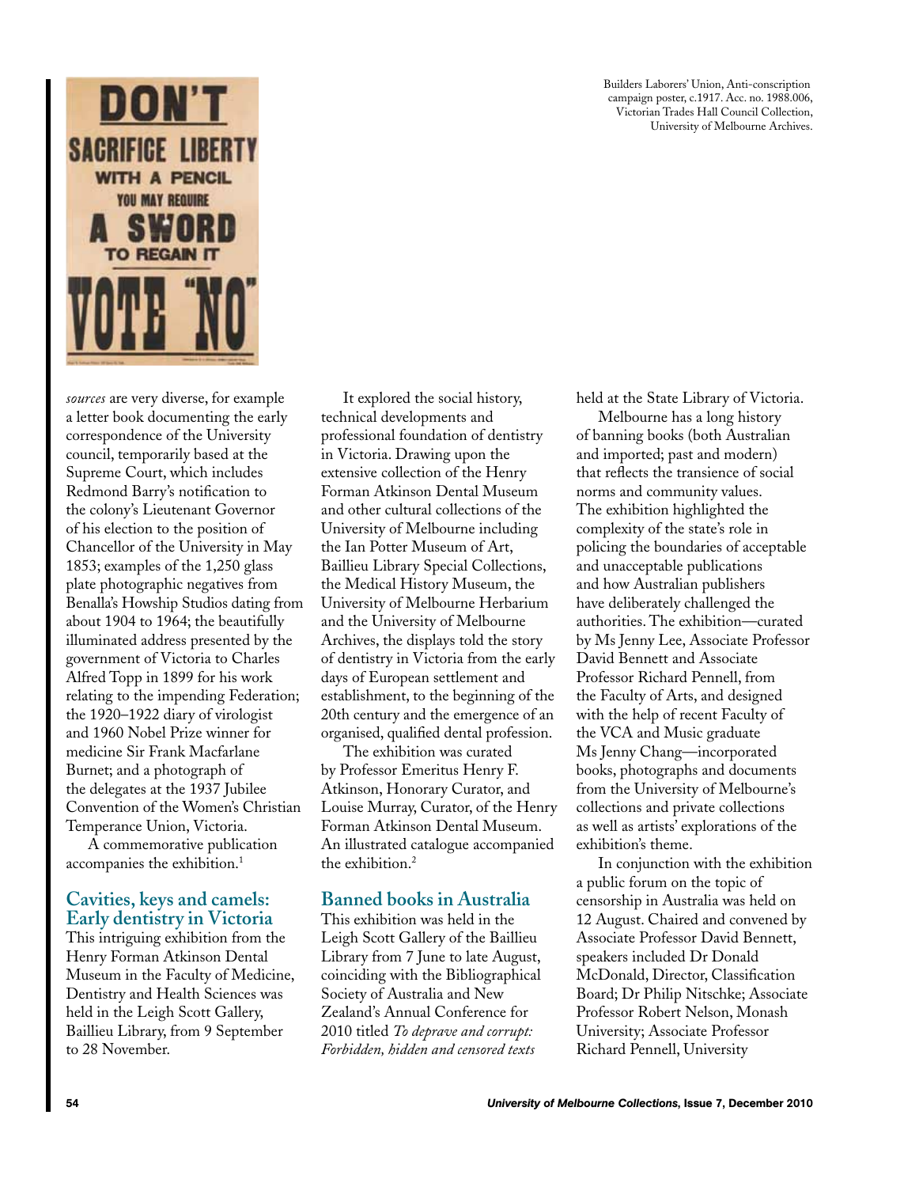Builders Laborers' Union, Anti-conscription campaign poster, c.1917. Acc. no. 1988.006, Victorian Trades Hall Council Collection, University of Melbourne Archives.

*sources* are very diverse, for example a letter book documenting the early correspondence of the University council, temporarily based at the Supreme Court, which includes Redmond Barry's notification to the colony's Lieutenant Governor of his election to the position of Chancellor of the University in May 1853; examples of the 1,250 glass plate photographic negatives from Benalla's Howship Studios dating from about 1904 to 1964; the beautifully illuminated address presented by the government of Victoria to Charles Alfred Topp in 1899 for his work relating to the impending Federation; the 1920–1922 diary of virologist and 1960 Nobel Prize winner for medicine Sir Frank Macfarlane Burnet; and a photograph of the delegates at the 1937 Jubilee Convention of the Women's Christian Temperance Union, Victoria.

A commemorative publication accompanies the exhibition.[1]

## Cavities, keys and camels: Early dentistry in Victoria

This intriguing exhibition from the Henry Forman Atkinson Dental Museum in the Faculty of Medicine, Dentistry and Health Sciences was held in the Leigh Scott Gallery, Baillieu Library, from 9 September to 28 November.

It explored the social history, technical developments and professional foundation of dentistry in Victoria. Drawing upon the extensive collection of the Henry Forman Atkinson Dental Museum and other cultural collections of the University of Melbourne including the Ian Potter Museum of Art, Baillieu Library Special Collections, the Medical History Museum, the University of Melbourne Herbarium and the University of Melbourne Archives, the displays told the story of dentistry in Victoria from the early days of European settlement and establishment, to the beginning of the 20th century and the emergence of an organised, qualified dental profession.

The exhibition was curated by Professor Emeritus Henry F. Atkinson, Honorary Curator, and Louise Murray, Curator, of the Henry Forman Atkinson Dental Museum. An illustrated catalogue accompanied the exhibition.[2]

## Banned books in Australia

This exhibition was held in the Leigh Scott Gallery of the Baillieu Library from 7 June to late August, coinciding with the Bibliographical Society of Australia and New Zealand's Annual Conference for 2010 titled *To deprave and corrupt: Forbidden, hidden and censored texts* held at the State Library of Victoria.

Melbourne has a long history of banning books (both Australian and imported; past and modern) that reflects the transience of social norms and community values. The exhibition highlighted the complexity of the state's role in policing the boundaries of acceptable and unacceptable publications and how Australian publishers have deliberately challenged the authorities. The exhibition—curated by Ms Jenny Lee, Associate Professor David Bennett and Associate Professor Richard Pennell, from the Faculty of Arts, and designed with the help of recent Faculty of the VCA and Music graduate Ms Jenny Chang—incorporated books, photographs and documents from the University of Melbourne's collections and private collections as well as artists' explorations of the exhibition's theme.

In conjunction with the exhibition a public forum on the topic of censorship in Australia was held on 12 August. Chaired and convened by Associate Professor David Bennett, speakers included Dr Donald McDonald, Director, Classification Board; Dr Philip Nitschke; Associate Professor Robert Nelson, Monash University; Associate Professor Richard Pennell, University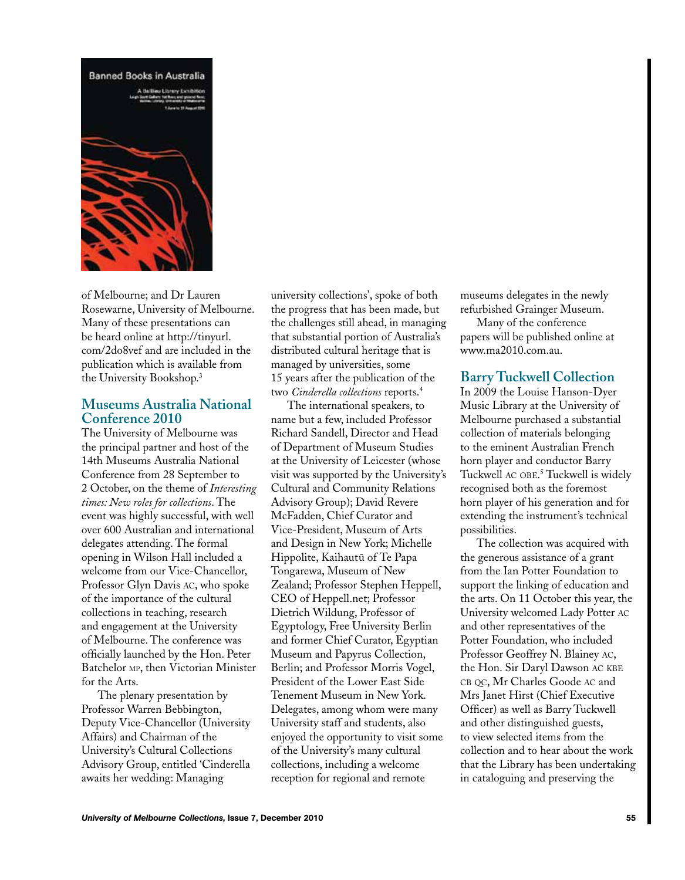of Melbourne; and Dr Lauren Rosewarne, University of Melbourne. Many of these presentations can be heard online at http://tinyurl.com/2do8vef and are included in the publication which is available from the University Bookshop.[3]

## Museums Australia National Conference 2010

The University of Melbourne was the principal partner and host of the 14th Museums Australia National Conference from 28 September to 2 October, on the theme of *Interesting times: New roles for collections*. The event was highly successful, with well over 600 Australian and international delegates attending. The formal opening in Wilson Hall included a welcome from our Vice-Chancellor, Professor Glyn Davis AC, who spoke of the importance of the cultural collections in teaching, research and engagement at the University of Melbourne. The conference was officially launched by the Hon. Peter Batchelor MP, then Victorian Minister for the Arts.

The plenary presentation by Professor Warren Bebbington, Deputy Vice-Chancellor (University Affairs) and Chairman of the University's Cultural Collections Advisory Group, entitled 'Cinderella awaits her wedding: Managing university collections', spoke of both the progress that has been made, but the challenges still ahead, in managing that substantial portion of Australia's distributed cultural heritage that is managed by universities, some 15 years after the publication of the two *Cinderella collections* reports.[4]

The international speakers, to name but a few, included Professor Richard Sandell, Director and Head of Department of Museum Studies at the University of Leicester (whose visit was supported by the University's Cultural and Community Relations Advisory Group); David Revere McFadden, Chief Curator and Vice-President, Museum of Arts and Design in New York; Michelle Hippolite, Kaihautū of Te Papa Tongarewa, Museum of New Zealand; Professor Stephen Heppell, CEO of Heppell.net; Professor Dietrich Wildung, Professor of Egyptology, Free University Berlin and former Chief Curator, Egyptian Museum and Papyrus Collection, Berlin; and Professor Morris Vogel, President of the Lower East Side Tenement Museum in New York. Delegates, among whom were many University staff and students, also enjoyed the opportunity to visit some of the University's many cultural collections, including a welcome reception for regional and remote museums delegates in the newly refurbished Grainger Museum.

Many of the conference papers will be published online at www.ma2010.com.au.

## Barry Tuckwell Collection

In 2009 the Louise Hanson-Dyer Music Library at the University of Melbourne purchased a substantial collection of materials belonging to the eminent Australian French horn player and conductor Barry Tuckwell AC OBE.[5] Tuckwell is widely recognised both as the foremost horn player of his generation and for extending the instrument's technical possibilities.

The collection was acquired with the generous assistance of a grant from the Ian Potter Foundation to support the linking of education and the arts. On 11 October this year, the University welcomed Lady Potter AC and other representatives of the Potter Foundation, who included Professor Geoffrey N. Blainey AC, the Hon. Sir Daryl Dawson AC KBE CB QC, Mr Charles Goode AC and Mrs Janet Hirst (Chief Executive Officer) as well as Barry Tuckwell and other distinguished guests, to view selected items from the collection and to hear about the work that the Library has been undertaking in cataloguing and preserving the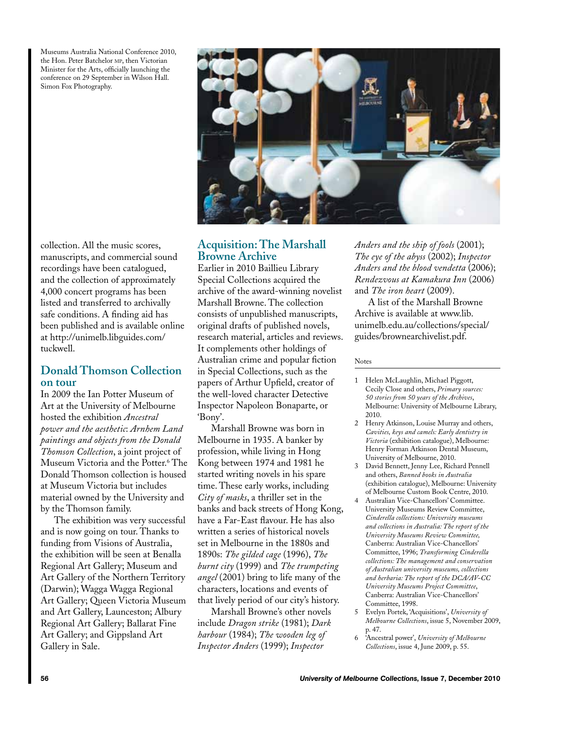Museums Australia National Conference 2010, the Hon. Peter Batchelor MP, then Victorian Minister for the Arts, officially launching the conference on 29 September in Wilson Hall. Simon Fox Photography.

collection. All the music scores, manuscripts, and commercial sound recordings have been catalogued, and the collection of approximately 4,000 concert programs has been listed and transferred to archivally safe conditions. A finding aid has been published and is available online at http://unimelb.libguides.com/tuckwell.

## Donald Thomson Collection on tour

In 2009 the Ian Potter Museum of Art at the University of Melbourne hosted the exhibition *Ancestral power and the aesthetic*: *Arnhem Land paintings and objects from the Donald Thomson Collection*, a joint project of Museum Victoria and the Potter.[6] The Donald Thomson collection is housed at Museum Victoria but includes material owned by the University and by the Thomson family.

The exhibition was very successful and is now going on tour. Thanks to funding from Visions of Australia, the exhibition will be seen at Benalla Regional Art Gallery; Museum and Art Gallery of the Northern Territory (Darwin); Wagga Wagga Regional Art Gallery; Queen Victoria Museum and Art Gallery, Launceston; Albury Regional Art Gallery; Ballarat Fine Art Gallery; and Gippsland Art Gallery in Sale.

## Acquisition: The Marshall Browne Archive

Earlier in 2010 Baillieu Library Special Collections acquired the archive of the award-winning novelist Marshall Browne. The collection consists of unpublished manuscripts, original drafts of published novels, research material, articles and reviews. It complements other holdings of Australian crime and popular fiction in Special Collections, such as the papers of Arthur Upfield, creator of the well-loved character Detective Inspector Napoleon Bonaparte, or 'Bony'.

Marshall Browne was born in Melbourne in 1935. A banker by profession, while living in Hong Kong between 1974 and 1981 he started writing novels in his spare time. These early works, including *City of masks*, a thriller set in the banks and back streets of Hong Kong, have a Far-East flavour. He has also written a series of historical novels set in Melbourne in the 1880s and 1890s: *The gilded cage* (1996), *The burnt city* (1999) and *The trumpeting angel* (2001) bring to life many of the characters, locations and events of that lively period of our city's history.

Marshall Browne's other novels include *Dragon strike* (1981); *Dark harbour* (1984); *The wooden leg of Inspector Anders* (1999); *Inspector Anders and the ship of fools* (2001); *The eye of the abyss* (2002); *Inspector Anders and the blood vendetta* (2006); *Rendezvous at Kamakura Inn* (2006) and *The iron heart* (2009).

A list of the Marshall Browne Archive is available at www.lib.unimelb.edu.au/collections/special/guides/brownearchivelist.pdf.

Notes

1. Helen McLaughlin, Michael Piggott, Cecily Close and others, *Primary sources: 50 stories from 50 years of the Archives*, Melbourne: University of Melbourne Library, 2010.
2. Henry Atkinson, Louise Murray and others, *Cavities, keys and camels: Early dentistry in Victoria* (exhibition catalogue), Melbourne: Henry Forman Atkinson Dental Museum, University of Melbourne, 2010.
3. David Bennett, Jenny Lee, Richard Pennell and others, *Banned books in Australia* (exhibition catalogue), Melbourne: University of Melbourne Custom Book Centre, 2010.
4. Australian Vice-Chancellors' Committee. University Museums Review Committee, *Cinderella collections: University museums and collections in Australia: The report of the University Museums Review Committee,* Canberra: Australian Vice-Chancellors' Committee, 1996; *Transforming Cinderella collections: The management and conservation of Australian university museums, collections and herbaria: The report of the DCA/AV-CC University Museums Project Committee*, Canberra: Australian Vice-Chancellors' Committee, 1998.
5. Evelyn Portek, 'Acquisitions', *University of Melbourne Collections*, issue 5, November 2009, p. 47.
6. 'Ancestral power', *University of Melbourne Collections*, issue 4, June 2009, p. 55.